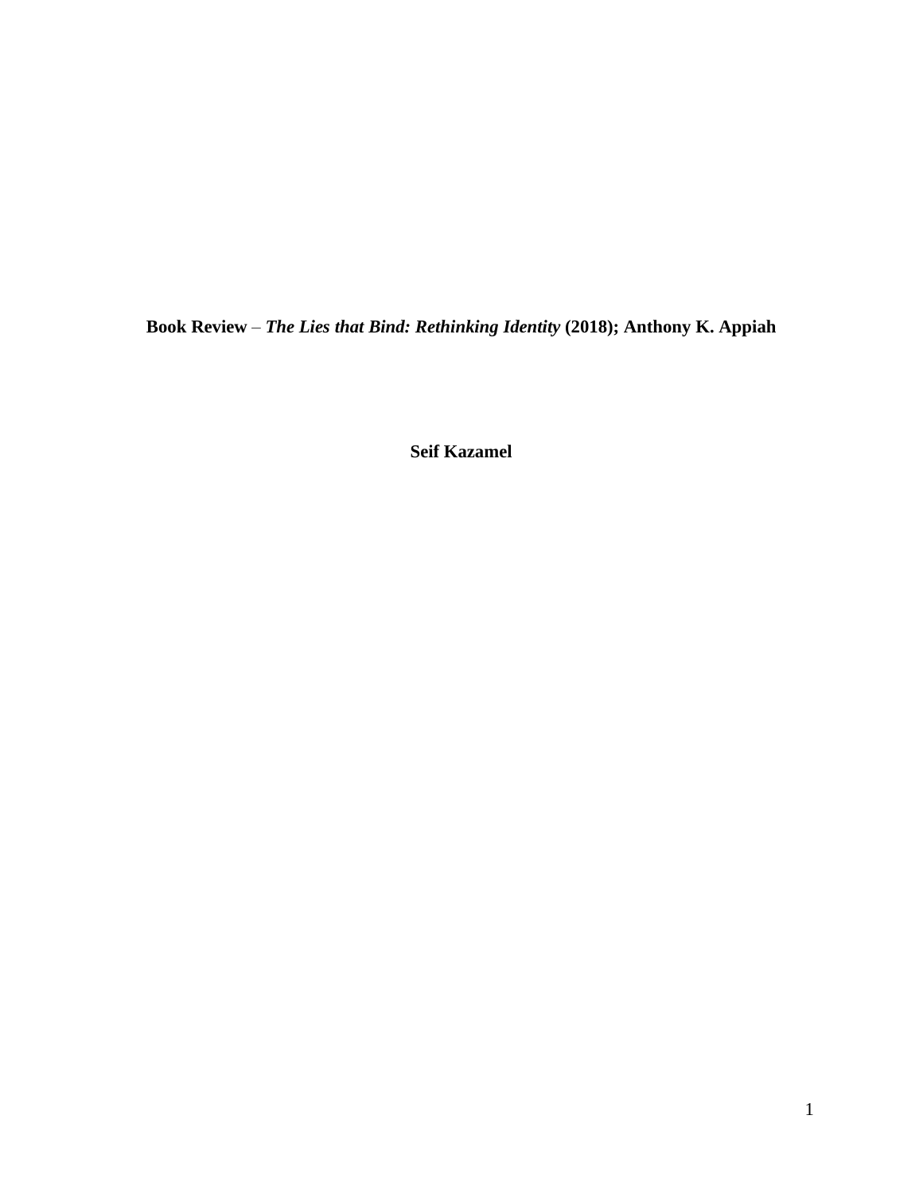**Book Review** – ***The Lies that Bind: Rethinking Identity* (2018); Anthony K. Appiah**

**Seif Kazamel**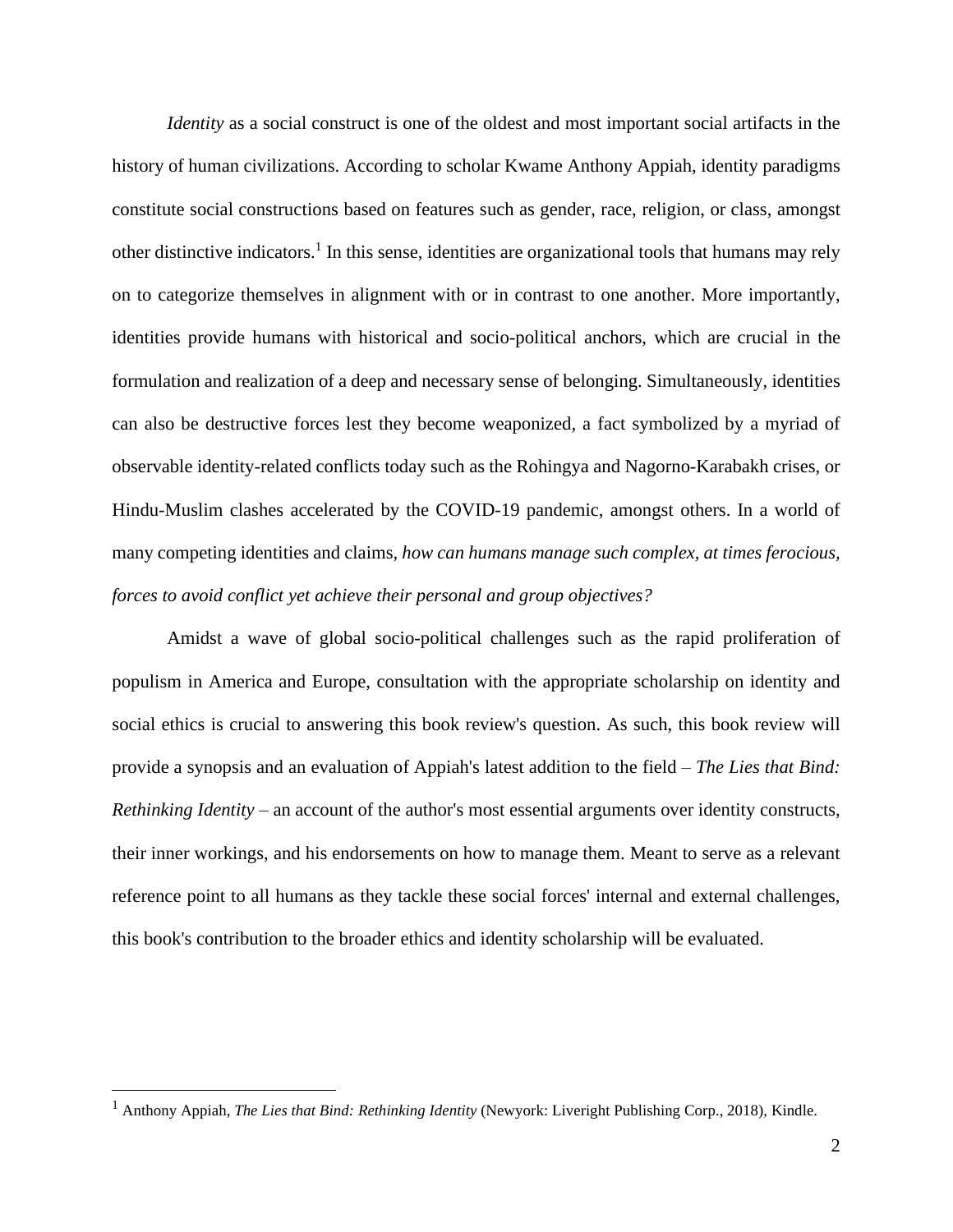*Identity* as a social construct is one of the oldest and most important social artifacts in the history of human civilizations. According to scholar Kwame Anthony Appiah, identity paradigms constitute social constructions based on features such as gender, race, religion, or class, amongst other distinctive indicators.[1] In this sense, identities are organizational tools that humans may rely on to categorize themselves in alignment with or in contrast to one another. More importantly, identities provide humans with historical and socio-political anchors, which are crucial in the formulation and realization of a deep and necessary sense of belonging. Simultaneously, identities can also be destructive forces lest they become weaponized, a fact symbolized by a myriad of observable identity-related conflicts today such as the Rohingya and Nagorno-Karabakh crises, or Hindu-Muslim clashes accelerated by the COVID-19 pandemic, amongst others. In a world of many competing identities and claims, *how can humans manage such complex, at times ferocious, forces to avoid conflict yet achieve their personal and group objectives?*

Amidst a wave of global socio-political challenges such as the rapid proliferation of populism in America and Europe, consultation with the appropriate scholarship on identity and social ethics is crucial to answering this book review's question. As such, this book review will provide a synopsis and an evaluation of Appiah's latest addition to the field – *The Lies that Bind: Rethinking Identity* – an account of the author's most essential arguments over identity constructs, their inner workings, and his endorsements on how to manage them. Meant to serve as a relevant reference point to all humans as they tackle these social forces' internal and external challenges, this book's contribution to the broader ethics and identity scholarship will be evaluated.

---

[1] Anthony Appiah, *The Lies that Bind: Rethinking Identity* (Newyork: Liveright Publishing Corp., 2018), Kindle.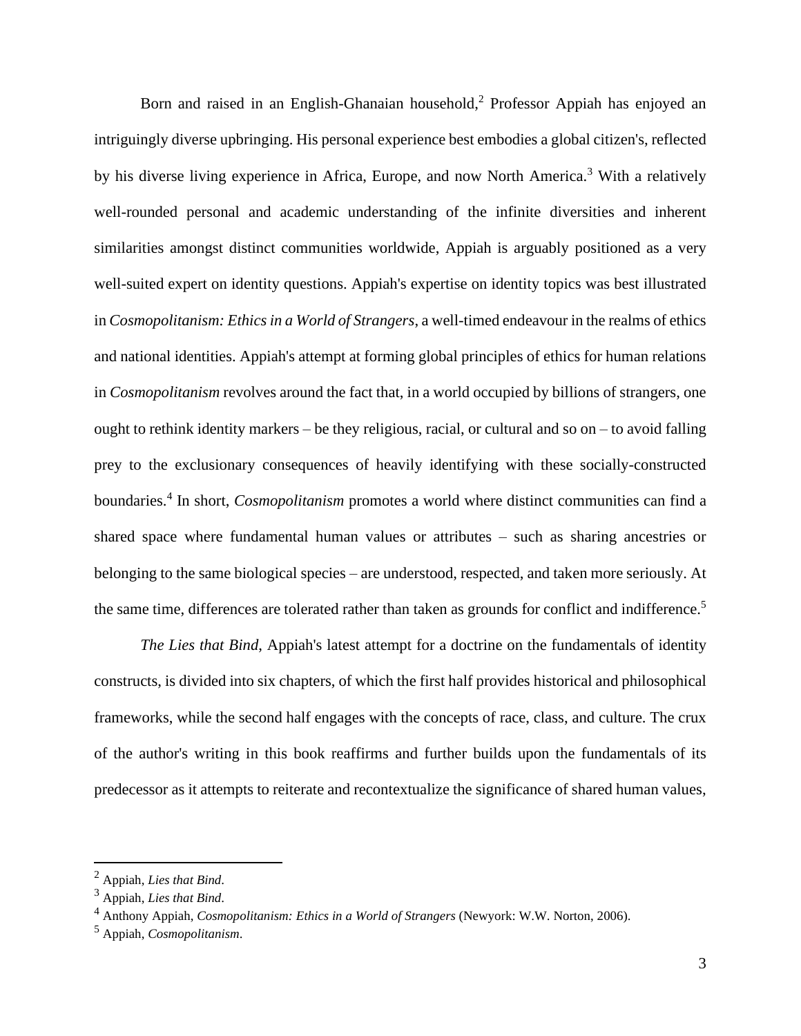Born and raised in an English-Ghanaian household,[2] Professor Appiah has enjoyed an intriguingly diverse upbringing. His personal experience best embodies a global citizen's, reflected by his diverse living experience in Africa, Europe, and now North America.[3] With a relatively well-rounded personal and academic understanding of the infinite diversities and inherent similarities amongst distinct communities worldwide, Appiah is arguably positioned as a very well-suited expert on identity questions. Appiah's expertise on identity topics was best illustrated in *Cosmopolitanism: Ethics in a World of Strangers*, a well-timed endeavour in the realms of ethics and national identities. Appiah's attempt at forming global principles of ethics for human relations in *Cosmopolitanism* revolves around the fact that, in a world occupied by billions of strangers, one ought to rethink identity markers – be they religious, racial, or cultural and so on – to avoid falling prey to the exclusionary consequences of heavily identifying with these socially-constructed boundaries.[4] In short, *Cosmopolitanism* promotes a world where distinct communities can find a shared space where fundamental human values or attributes – such as sharing ancestries or belonging to the same biological species – are understood, respected, and taken more seriously. At the same time, differences are tolerated rather than taken as grounds for conflict and indifference.[5]

*The Lies that Bind*, Appiah's latest attempt for a doctrine on the fundamentals of identity constructs, is divided into six chapters, of which the first half provides historical and philosophical frameworks, while the second half engages with the concepts of race, class, and culture. The crux of the author's writing in this book reaffirms and further builds upon the fundamentals of its predecessor as it attempts to reiterate and recontextualize the significance of shared human values,

---

[2] Appiah, *Lies that Bind*.

[3] Appiah, *Lies that Bind*.

[4] Anthony Appiah, *Cosmopolitanism: Ethics in a World of Strangers* (Newyork: W.W. Norton, 2006).

[5] Appiah, *Cosmopolitanism*.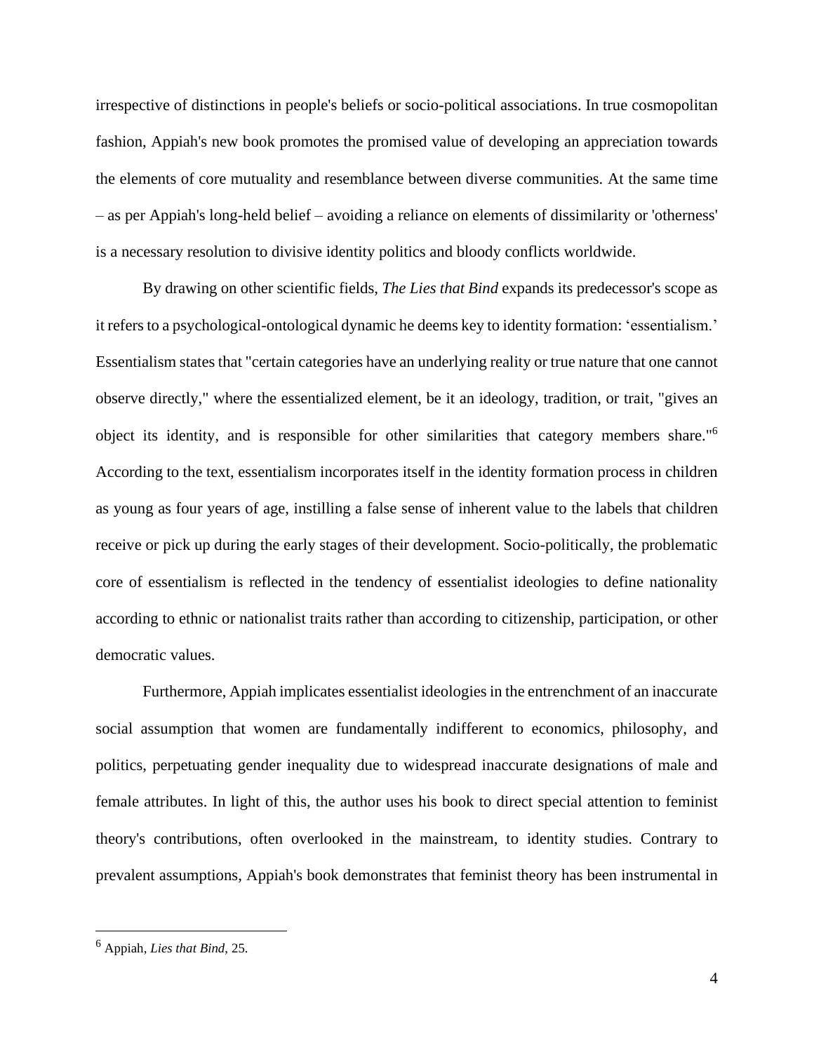irrespective of distinctions in people's beliefs or socio-political associations. In true cosmopolitan fashion, Appiah's new book promotes the promised value of developing an appreciation towards the elements of core mutuality and resemblance between diverse communities. At the same time – as per Appiah's long-held belief – avoiding a reliance on elements of dissimilarity or 'otherness' is a necessary resolution to divisive identity politics and bloody conflicts worldwide.

By drawing on other scientific fields, *The Lies that Bind* expands its predecessor's scope as it refers to a psychological-ontological dynamic he deems key to identity formation: 'essentialism.' Essentialism states that "certain categories have an underlying reality or true nature that one cannot observe directly," where the essentialized element, be it an ideology, tradition, or trait, "gives an object its identity, and is responsible for other similarities that category members share."[6] According to the text, essentialism incorporates itself in the identity formation process in children as young as four years of age, instilling a false sense of inherent value to the labels that children receive or pick up during the early stages of their development. Socio-politically, the problematic core of essentialism is reflected in the tendency of essentialist ideologies to define nationality according to ethnic or nationalist traits rather than according to citizenship, participation, or other democratic values.

Furthermore, Appiah implicates essentialist ideologies in the entrenchment of an inaccurate social assumption that women are fundamentally indifferent to economics, philosophy, and politics, perpetuating gender inequality due to widespread inaccurate designations of male and female attributes. In light of this, the author uses his book to direct special attention to feminist theory's contributions, often overlooked in the mainstream, to identity studies. Contrary to prevalent assumptions, Appiah's book demonstrates that feminist theory has been instrumental in

[6] Appiah, *Lies that Bind*, 25.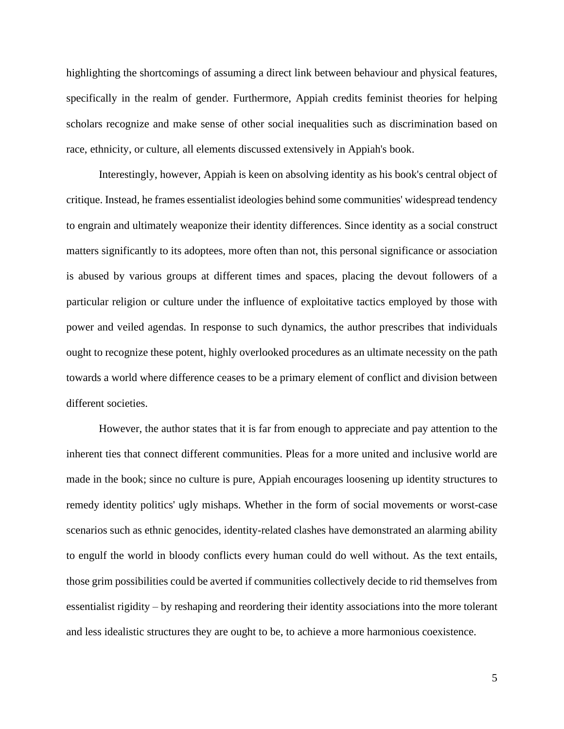highlighting the shortcomings of assuming a direct link between behaviour and physical features, specifically in the realm of gender. Furthermore, Appiah credits feminist theories for helping scholars recognize and make sense of other social inequalities such as discrimination based on race, ethnicity, or culture, all elements discussed extensively in Appiah's book.

Interestingly, however, Appiah is keen on absolving identity as his book's central object of critique. Instead, he frames essentialist ideologies behind some communities' widespread tendency to engrain and ultimately weaponize their identity differences. Since identity as a social construct matters significantly to its adoptees, more often than not, this personal significance or association is abused by various groups at different times and spaces, placing the devout followers of a particular religion or culture under the influence of exploitative tactics employed by those with power and veiled agendas. In response to such dynamics, the author prescribes that individuals ought to recognize these potent, highly overlooked procedures as an ultimate necessity on the path towards a world where difference ceases to be a primary element of conflict and division between different societies.

However, the author states that it is far from enough to appreciate and pay attention to the inherent ties that connect different communities. Pleas for a more united and inclusive world are made in the book; since no culture is pure, Appiah encourages loosening up identity structures to remedy identity politics' ugly mishaps. Whether in the form of social movements or worst-case scenarios such as ethnic genocides, identity-related clashes have demonstrated an alarming ability to engulf the world in bloody conflicts every human could do well without. As the text entails, those grim possibilities could be averted if communities collectively decide to rid themselves from essentialist rigidity – by reshaping and reordering their identity associations into the more tolerant and less idealistic structures they are ought to be, to achieve a more harmonious coexistence.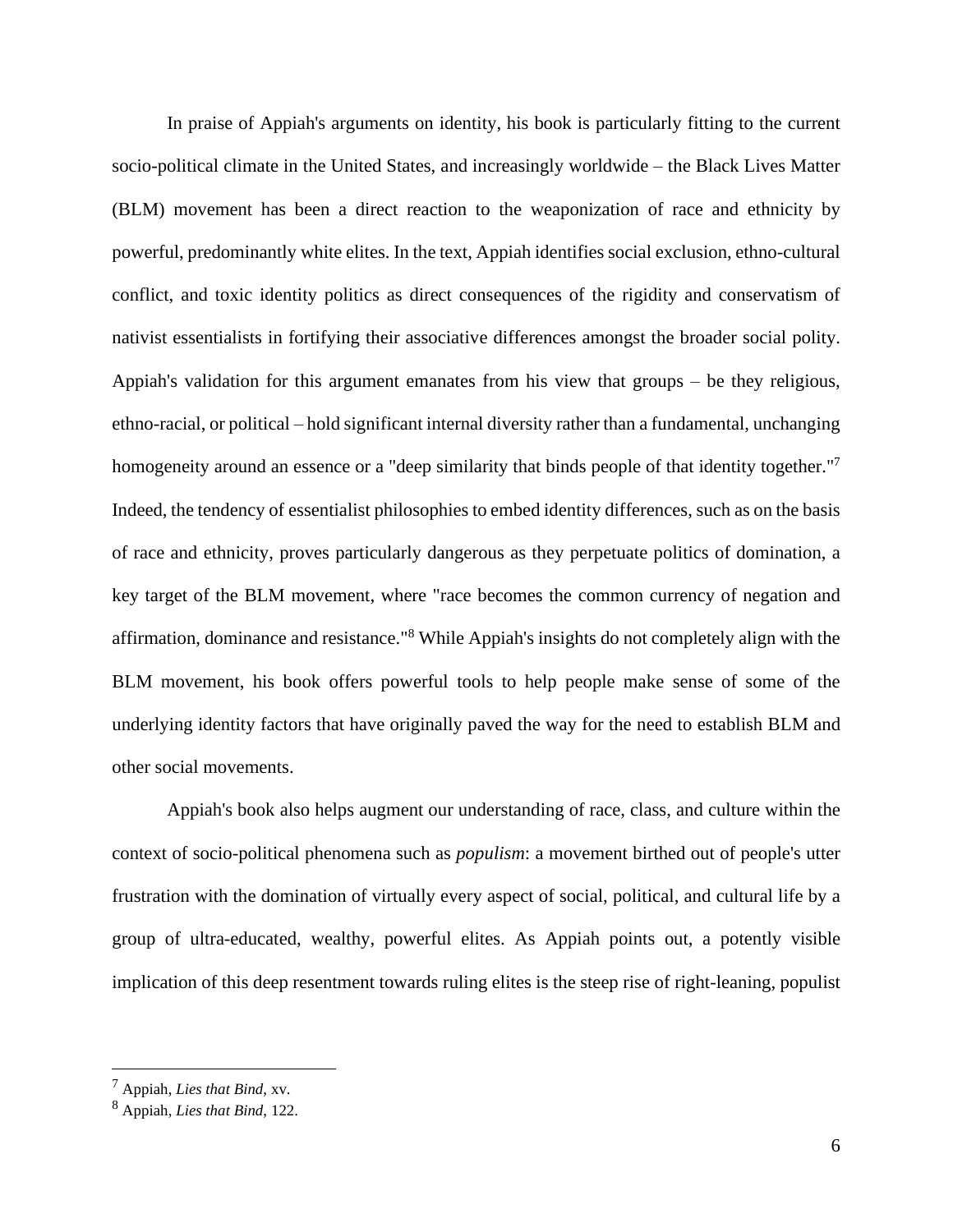In praise of Appiah's arguments on identity, his book is particularly fitting to the current socio-political climate in the United States, and increasingly worldwide – the Black Lives Matter (BLM) movement has been a direct reaction to the weaponization of race and ethnicity by powerful, predominantly white elites. In the text, Appiah identifies social exclusion, ethno-cultural conflict, and toxic identity politics as direct consequences of the rigidity and conservatism of nativist essentialists in fortifying their associative differences amongst the broader social polity. Appiah's validation for this argument emanates from his view that groups – be they religious, ethno-racial, or political – hold significant internal diversity rather than a fundamental, unchanging homogeneity around an essence or a "deep similarity that binds people of that identity together."[7] Indeed, the tendency of essentialist philosophies to embed identity differences, such as on the basis of race and ethnicity, proves particularly dangerous as they perpetuate politics of domination, a key target of the BLM movement, where "race becomes the common currency of negation and affirmation, dominance and resistance."[8] While Appiah's insights do not completely align with the BLM movement, his book offers powerful tools to help people make sense of some of the underlying identity factors that have originally paved the way for the need to establish BLM and other social movements.

Appiah's book also helps augment our understanding of race, class, and culture within the context of socio-political phenomena such as *populism*: a movement birthed out of people's utter frustration with the domination of virtually every aspect of social, political, and cultural life by a group of ultra-educated, wealthy, powerful elites. As Appiah points out, a potently visible implication of this deep resentment towards ruling elites is the steep rise of right-leaning, populist

---

[7] Appiah, *Lies that Bind*, xv.

[8] Appiah, *Lies that Bind*, 122.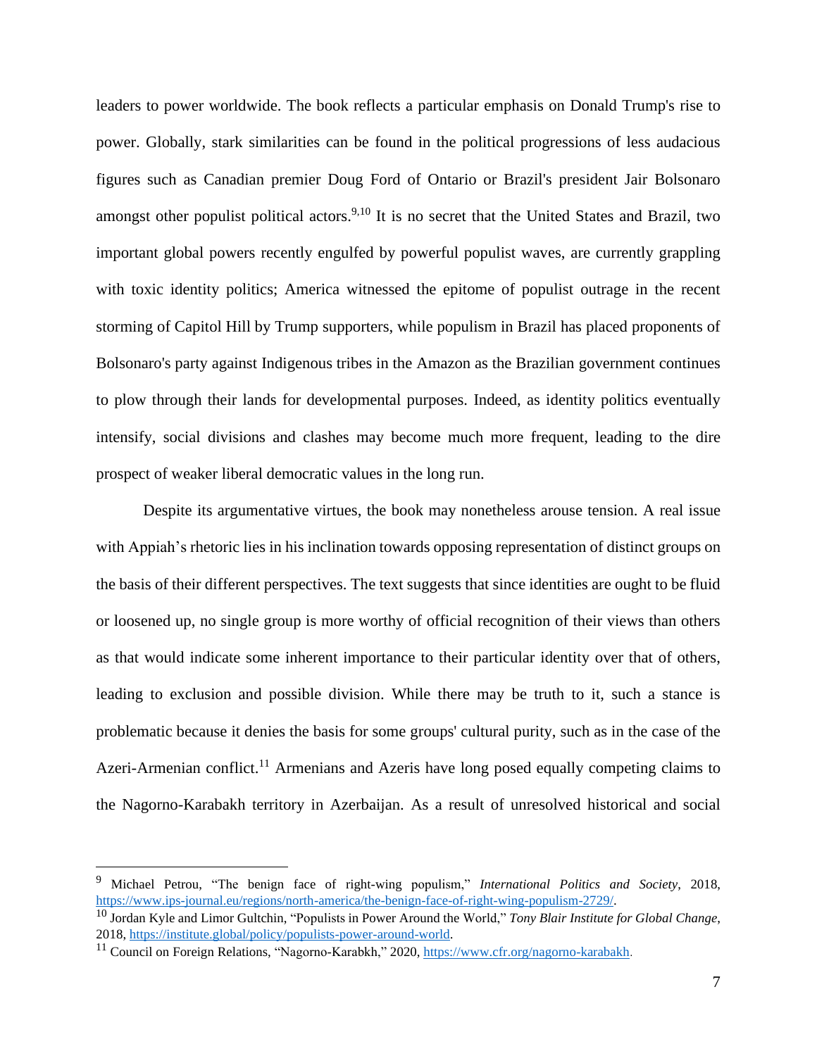leaders to power worldwide. The book reflects a particular emphasis on Donald Trump's rise to power. Globally, stark similarities can be found in the political progressions of less audacious figures such as Canadian premier Doug Ford of Ontario or Brazil's president Jair Bolsonaro amongst other populist political actors.[9,10] It is no secret that the United States and Brazil, two important global powers recently engulfed by powerful populist waves, are currently grappling with toxic identity politics; America witnessed the epitome of populist outrage in the recent storming of Capitol Hill by Trump supporters, while populism in Brazil has placed proponents of Bolsonaro's party against Indigenous tribes in the Amazon as the Brazilian government continues to plow through their lands for developmental purposes. Indeed, as identity politics eventually intensify, social divisions and clashes may become much more frequent, leading to the dire prospect of weaker liberal democratic values in the long run.

Despite its argumentative virtues, the book may nonetheless arouse tension. A real issue with Appiah's rhetoric lies in his inclination towards opposing representation of distinct groups on the basis of their different perspectives. The text suggests that since identities are ought to be fluid or loosened up, no single group is more worthy of official recognition of their views than others as that would indicate some inherent importance to their particular identity over that of others, leading to exclusion and possible division. While there may be truth to it, such a stance is problematic because it denies the basis for some groups' cultural purity, such as in the case of the Azeri-Armenian conflict.[11] Armenians and Azeris have long posed equally competing claims to the Nagorno-Karabakh territory in Azerbaijan. As a result of unresolved historical and social

---

[9] Michael Petrou, "The benign face of right-wing populism," *International Politics and Society*, 2018, https://www.ips-journal.eu/regions/north-america/the-benign-face-of-right-wing-populism-2729/.

[10] Jordan Kyle and Limor Gultchin, "Populists in Power Around the World," *Tony Blair Institute for Global Change*, 2018, https://institute.global/policy/populists-power-around-world.

[11] Council on Foreign Relations, "Nagorno-Karabkh," 2020, https://www.cfr.org/nagorno-karabakh.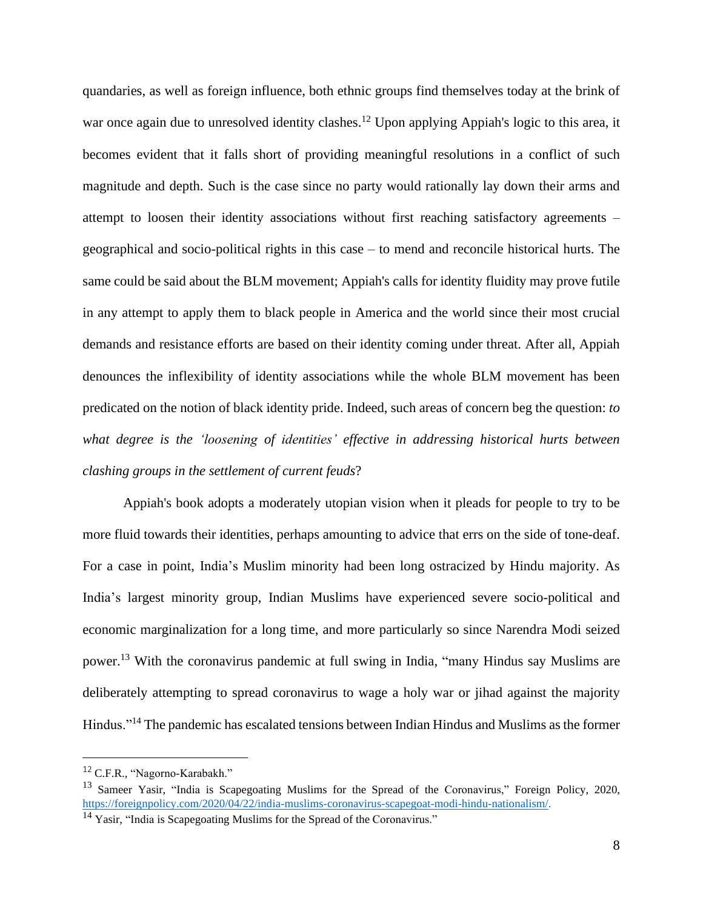quandaries, as well as foreign influence, both ethnic groups find themselves today at the brink of war once again due to unresolved identity clashes.[12] Upon applying Appiah's logic to this area, it becomes evident that it falls short of providing meaningful resolutions in a conflict of such magnitude and depth. Such is the case since no party would rationally lay down their arms and attempt to loosen their identity associations without first reaching satisfactory agreements – geographical and socio-political rights in this case – to mend and reconcile historical hurts. The same could be said about the BLM movement; Appiah's calls for identity fluidity may prove futile in any attempt to apply them to black people in America and the world since their most crucial demands and resistance efforts are based on their identity coming under threat. After all, Appiah denounces the inflexibility of identity associations while the whole BLM movement has been predicated on the notion of black identity pride. Indeed, such areas of concern beg the question: *to what degree is the 'loosening of identities' effective in addressing historical hurts between clashing groups in the settlement of current feuds*?

Appiah's book adopts a moderately utopian vision when it pleads for people to try to be more fluid towards their identities, perhaps amounting to advice that errs on the side of tone-deaf. For a case in point, India's Muslim minority had been long ostracized by Hindu majority. As India's largest minority group, Indian Muslims have experienced severe socio-political and economic marginalization for a long time, and more particularly so since Narendra Modi seized power.[13] With the coronavirus pandemic at full swing in India, "many Hindus say Muslims are deliberately attempting to spread coronavirus to wage a holy war or jihad against the majority Hindus."[14] The pandemic has escalated tensions between Indian Hindus and Muslims as the former

---

[12] C.F.R., "Nagorno-Karabakh."

[13] Sameer Yasir, "India is Scapegoating Muslims for the Spread of the Coronavirus," Foreign Policy, 2020, https://foreignpolicy.com/2020/04/22/india-muslims-coronavirus-scapegoat-modi-hindu-nationalism/.

[14] Yasir, "India is Scapegoating Muslims for the Spread of the Coronavirus."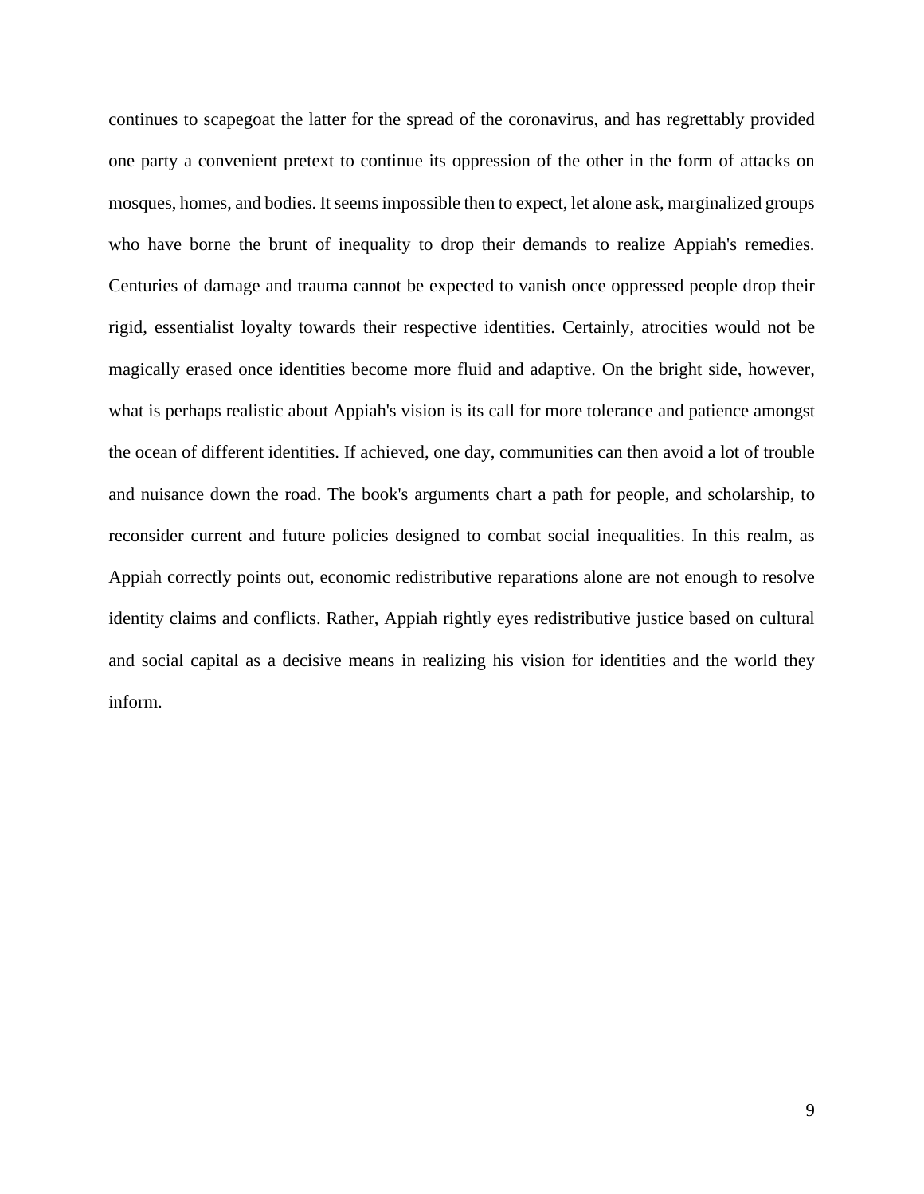continues to scapegoat the latter for the spread of the coronavirus, and has regrettably provided one party a convenient pretext to continue its oppression of the other in the form of attacks on mosques, homes, and bodies. It seems impossible then to expect, let alone ask, marginalized groups who have borne the brunt of inequality to drop their demands to realize Appiah's remedies. Centuries of damage and trauma cannot be expected to vanish once oppressed people drop their rigid, essentialist loyalty towards their respective identities. Certainly, atrocities would not be magically erased once identities become more fluid and adaptive. On the bright side, however, what is perhaps realistic about Appiah's vision is its call for more tolerance and patience amongst the ocean of different identities. If achieved, one day, communities can then avoid a lot of trouble and nuisance down the road. The book's arguments chart a path for people, and scholarship, to reconsider current and future policies designed to combat social inequalities. In this realm, as Appiah correctly points out, economic redistributive reparations alone are not enough to resolve identity claims and conflicts. Rather, Appiah rightly eyes redistributive justice based on cultural and social capital as a decisive means in realizing his vision for identities and the world they inform.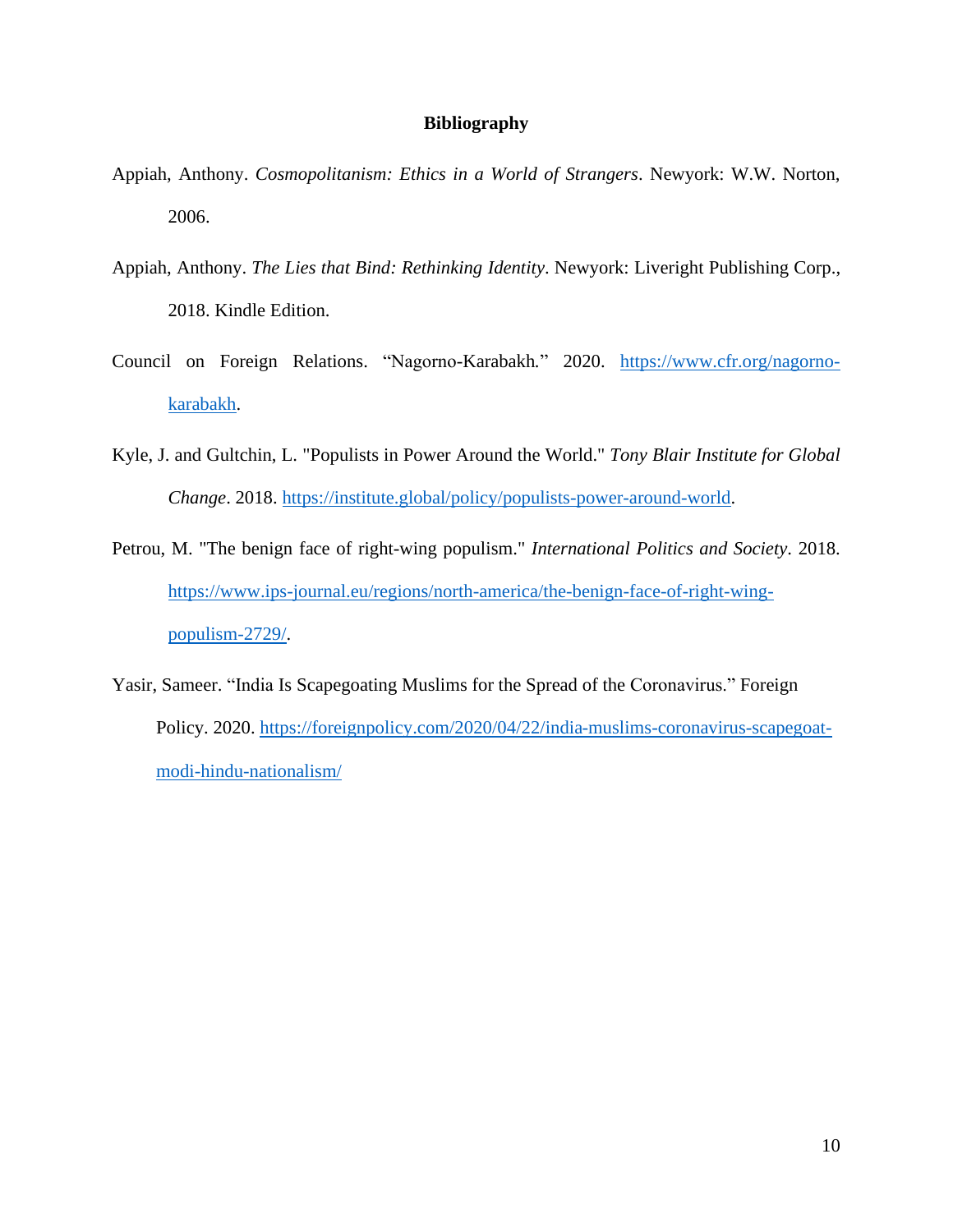# Bibliography

Appiah, Anthony. *Cosmopolitanism: Ethics in a World of Strangers*. Newyork: W.W. Norton, 2006.

Appiah, Anthony. *The Lies that Bind: Rethinking Identity*. Newyork: Liveright Publishing Corp., 2018. Kindle Edition.

Council on Foreign Relations. "Nagorno-Karabakh." 2020. https://www.cfr.org/nagorno-karabakh.

Kyle, J. and Gultchin, L. "Populists in Power Around the World." *Tony Blair Institute for Global Change*. 2018. https://institute.global/policy/populists-power-around-world.

Petrou, M. "The benign face of right-wing populism." *International Politics and Society*. 2018. https://www.ips-journal.eu/regions/north-america/the-benign-face-of-right-wing-populism-2729/.

Yasir, Sameer. "India Is Scapegoating Muslims for the Spread of the Coronavirus." Foreign Policy. 2020. https://foreignpolicy.com/2020/04/22/india-muslims-coronavirus-scapegoat-modi-hindu-nationalism/